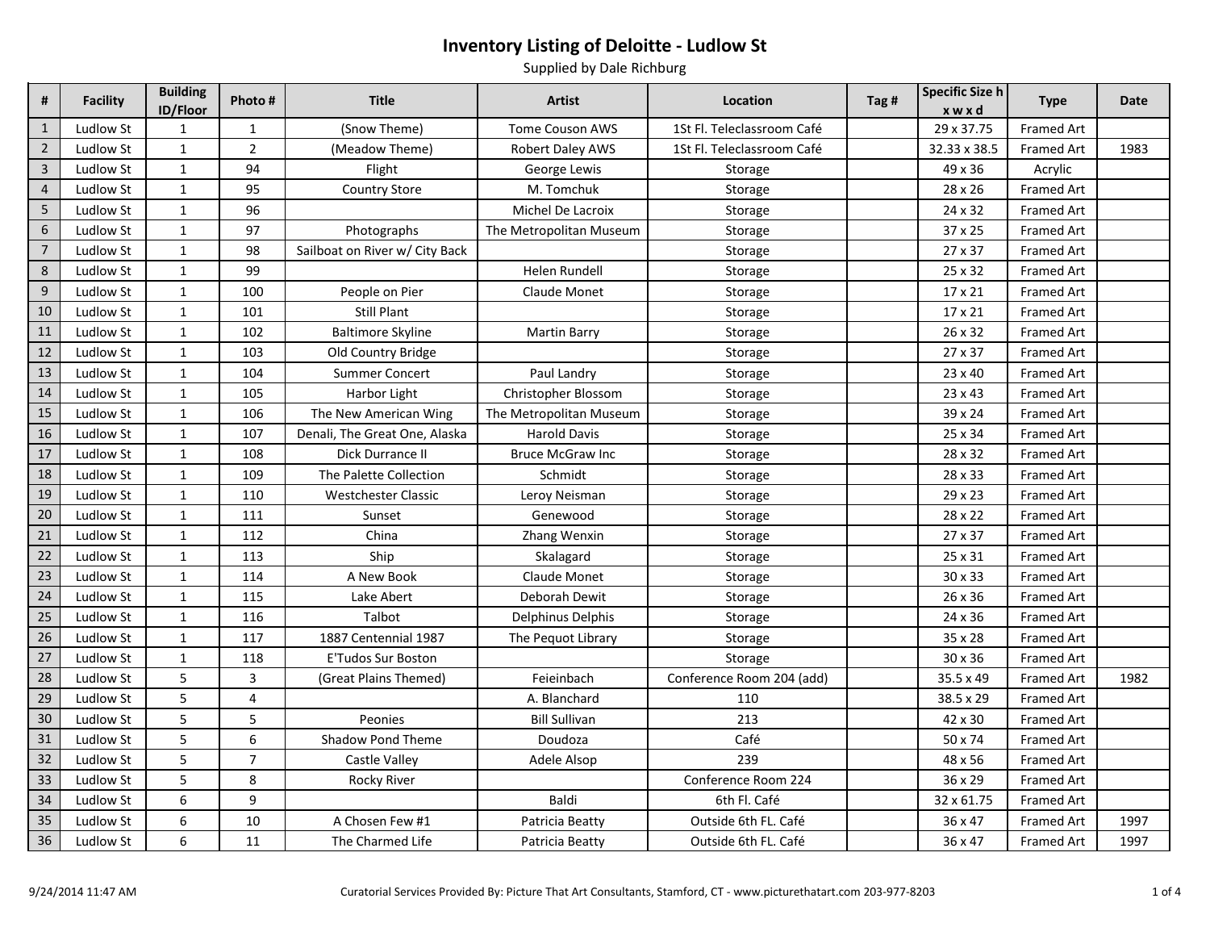# Inventory Listing of Deloitte - Ludlow St

Supplied by Dale Richburg

| # | Facility | Building ID/Floor | Photo # | Title | Artist | Location | Tag # | Specific Size h x w x d | Type | Date |
|---|---|---|---|---|---|---|---|---|---|---|
| 1 | Ludlow St | 1 | 1 | (Snow Theme) | Tome Couson AWS | 1St Fl. Teleclassroom Café | | 29 x 37.75 | Framed Art | |
| 2 | Ludlow St | 1 | 2 | (Meadow Theme) | Robert Daley AWS | 1St Fl. Teleclassroom Café | | 32.33 x 38.5 | Framed Art | 1983 |
| 3 | Ludlow St | 1 | 94 | Flight | George Lewis | Storage | | 49 x 36 | Acrylic | |
| 4 | Ludlow St | 1 | 95 | Country Store | M. Tomchuk | Storage | | 28 x 26 | Framed Art | |
| 5 | Ludlow St | 1 | 96 | | Michel De Lacroix | Storage | | 24 x 32 | Framed Art | |
| 6 | Ludlow St | 1 | 97 | Photographs | The Metropolitan Museum | Storage | | 37 x 25 | Framed Art | |
| 7 | Ludlow St | 1 | 98 | Sailboat on River w/ City Back | | Storage | | 27 x 37 | Framed Art | |
| 8 | Ludlow St | 1 | 99 | | Helen Rundell | Storage | | 25 x 32 | Framed Art | |
| 9 | Ludlow St | 1 | 100 | People on Pier | Claude Monet | Storage | | 17 x 21 | Framed Art | |
| 10 | Ludlow St | 1 | 101 | Still Plant | | Storage | | 17 x 21 | Framed Art | |
| 11 | Ludlow St | 1 | 102 | Baltimore Skyline | Martin Barry | Storage | | 26 x 32 | Framed Art | |
| 12 | Ludlow St | 1 | 103 | Old Country Bridge | | Storage | | 27 x 37 | Framed Art | |
| 13 | Ludlow St | 1 | 104 | Summer Concert | Paul Landry | Storage | | 23 x 40 | Framed Art | |
| 14 | Ludlow St | 1 | 105 | Harbor Light | Christopher Blossom | Storage | | 23 x 43 | Framed Art | |
| 15 | Ludlow St | 1 | 106 | The New American Wing | The Metropolitan Museum | Storage | | 39 x 24 | Framed Art | |
| 16 | Ludlow St | 1 | 107 | Denali, The Great One, Alaska | Harold Davis | Storage | | 25 x 34 | Framed Art | |
| 17 | Ludlow St | 1 | 108 | Dick Durrance II | Bruce McGraw Inc | Storage | | 28 x 32 | Framed Art | |
| 18 | Ludlow St | 1 | 109 | The Palette Collection | Schmidt | Storage | | 28 x 33 | Framed Art | |
| 19 | Ludlow St | 1 | 110 | Westchester Classic | Leroy Neisman | Storage | | 29 x 23 | Framed Art | |
| 20 | Ludlow St | 1 | 111 | Sunset | Genewood | Storage | | 28 x 22 | Framed Art | |
| 21 | Ludlow St | 1 | 112 | China | Zhang Wenxin | Storage | | 27 x 37 | Framed Art | |
| 22 | Ludlow St | 1 | 113 | Ship | Skalagard | Storage | | 25 x 31 | Framed Art | |
| 23 | Ludlow St | 1 | 114 | A New Book | Claude Monet | Storage | | 30 x 33 | Framed Art | |
| 24 | Ludlow St | 1 | 115 | Lake Abert | Deborah Dewit | Storage | | 26 x 36 | Framed Art | |
| 25 | Ludlow St | 1 | 116 | Talbot | Delphinus Delphis | Storage | | 24 x 36 | Framed Art | |
| 26 | Ludlow St | 1 | 117 | 1887 Centennial 1987 | The Pequot Library | Storage | | 35 x 28 | Framed Art | |
| 27 | Ludlow St | 1 | 118 | E'Tudos Sur Boston | | Storage | | 30 x 36 | Framed Art | |
| 28 | Ludlow St | 5 | 3 | (Great Plains Themed) | Feieinbach | Conference Room 204 (add) | | 35.5 x 49 | Framed Art | 1982 |
| 29 | Ludlow St | 5 | 4 | | A. Blanchard | 110 | | 38.5 x 29 | Framed Art | |
| 30 | Ludlow St | 5 | 5 | Peonies | Bill Sullivan | 213 | | 42 x 30 | Framed Art | |
| 31 | Ludlow St | 5 | 6 | Shadow Pond Theme | Doudoza | Café | | 50 x 74 | Framed Art | |
| 32 | Ludlow St | 5 | 7 | Castle Valley | Adele Alsop | 239 | | 48 x 56 | Framed Art | |
| 33 | Ludlow St | 5 | 8 | Rocky River | | Conference Room 224 | | 36 x 29 | Framed Art | |
| 34 | Ludlow St | 6 | 9 | | Baldi | 6th Fl. Café | | 32 x 61.75 | Framed Art | |
| 35 | Ludlow St | 6 | 10 | A Chosen Few #1 | Patricia Beatty | Outside 6th FL. Café | | 36 x 47 | Framed Art | 1997 |
| 36 | Ludlow St | 6 | 11 | The Charmed Life | Patricia Beatty | Outside 6th FL. Café | | 36 x 47 | Framed Art | 1997 |

9/24/2014 11:47 AM

Curatorial Services Provided By: Picture That Art Consultants, Stamford, CT - www.picturethatart.com 203-977-8203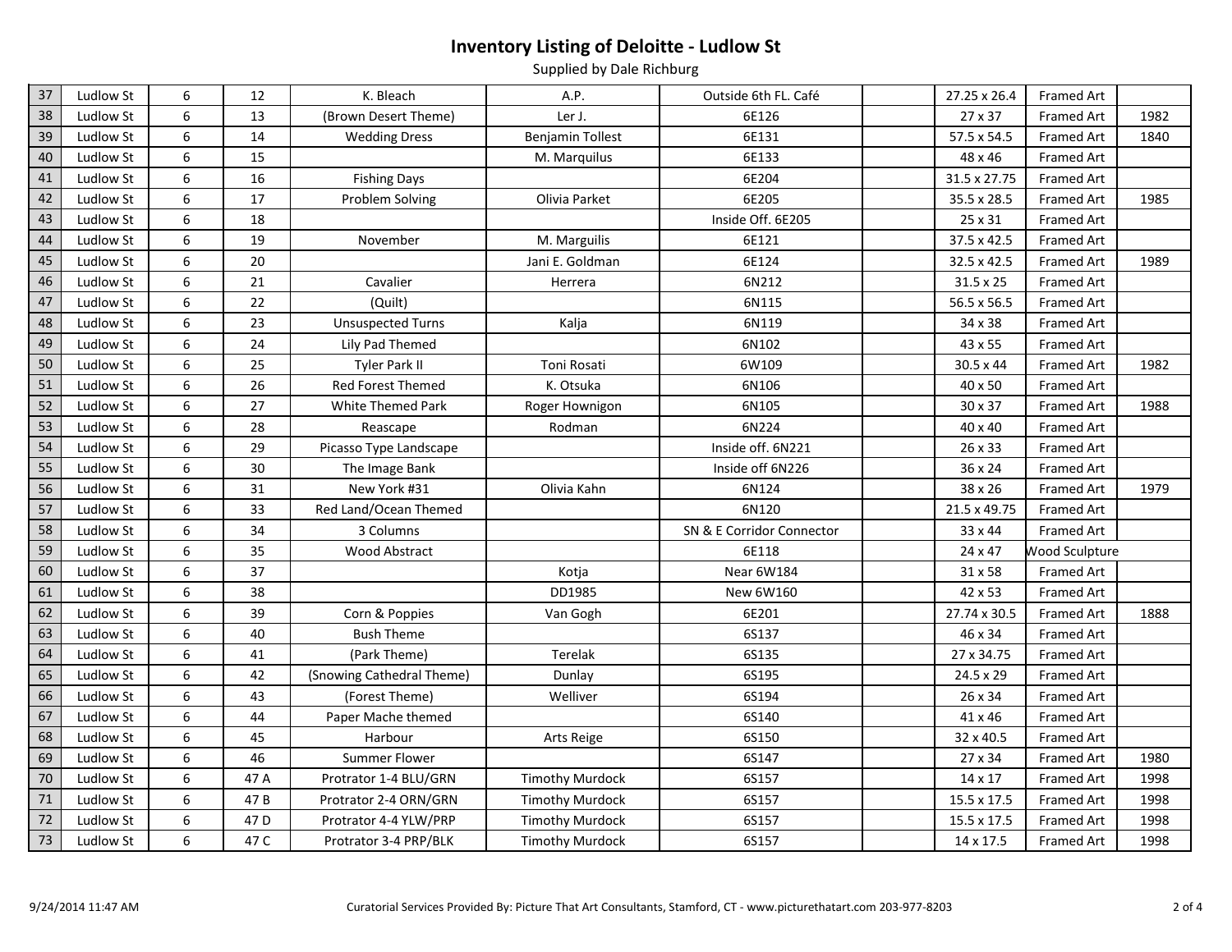# Inventory Listing of Deloitte - Ludlow St

Supplied by Dale Richburg

| | | | | | | | | | | |
|---|---|---|---|---|---|---|---|---|---|---|
| 37 | Ludlow St | 6 | 12 | K. Bleach | A.P. | Outside 6th FL. Café | | 27.25 x 26.4 | Framed Art | |
| 38 | Ludlow St | 6 | 13 | (Brown Desert Theme) | Ler J. | 6E126 | | 27 x 37 | Framed Art | 1982 |
| 39 | Ludlow St | 6 | 14 | Wedding Dress | Benjamin Tollest | 6E131 | | 57.5 x 54.5 | Framed Art | 1840 |
| 40 | Ludlow St | 6 | 15 | | M. Marquilus | 6E133 | | 48 x 46 | Framed Art | |
| 41 | Ludlow St | 6 | 16 | Fishing Days | | 6E204 | | 31.5 x 27.75 | Framed Art | |
| 42 | Ludlow St | 6 | 17 | Problem Solving | Olivia Parket | 6E205 | | 35.5 x 28.5 | Framed Art | 1985 |
| 43 | Ludlow St | 6 | 18 | | | Inside Off. 6E205 | | 25 x 31 | Framed Art | |
| 44 | Ludlow St | 6 | 19 | November | M. Marguilis | 6E121 | | 37.5 x 42.5 | Framed Art | |
| 45 | Ludlow St | 6 | 20 | | Jani E. Goldman | 6E124 | | 32.5 x 42.5 | Framed Art | 1989 |
| 46 | Ludlow St | 6 | 21 | Cavalier | Herrera | 6N212 | | 31.5 x 25 | Framed Art | |
| 47 | Ludlow St | 6 | 22 | (Quilt) | | 6N115 | | 56.5 x 56.5 | Framed Art | |
| 48 | Ludlow St | 6 | 23 | Unsuspected Turns | Kalja | 6N119 | | 34 x 38 | Framed Art | |
| 49 | Ludlow St | 6 | 24 | Lily Pad Themed | | 6N102 | | 43 x 55 | Framed Art | |
| 50 | Ludlow St | 6 | 25 | Tyler Park II | Toni Rosati | 6W109 | | 30.5 x 44 | Framed Art | 1982 |
| 51 | Ludlow St | 6 | 26 | Red Forest Themed | K. Otsuka | 6N106 | | 40 x 50 | Framed Art | |
| 52 | Ludlow St | 6 | 27 | White Themed Park | Roger Hownigon | 6N105 | | 30 x 37 | Framed Art | 1988 |
| 53 | Ludlow St | 6 | 28 | Reascape | Rodman | 6N224 | | 40 x 40 | Framed Art | |
| 54 | Ludlow St | 6 | 29 | Picasso Type Landscape | | Inside off. 6N221 | | 26 x 33 | Framed Art | |
| 55 | Ludlow St | 6 | 30 | The Image Bank | | Inside off 6N226 | | 36 x 24 | Framed Art | |
| 56 | Ludlow St | 6 | 31 | New York #31 | Olivia Kahn | 6N124 | | 38 x 26 | Framed Art | 1979 |
| 57 | Ludlow St | 6 | 33 | Red Land/Ocean Themed | | 6N120 | | 21.5 x 49.75 | Framed Art | |
| 58 | Ludlow St | 6 | 34 | 3 Columns | | SN & E Corridor Connector | | 33 x 44 | Framed Art | |
| 59 | Ludlow St | 6 | 35 | Wood Abstract | | 6E118 | | 24 x 47 | Wood Sculpture | |
| 60 | Ludlow St | 6 | 37 | | Kotja | Near 6W184 | | 31 x 58 | Framed Art | |
| 61 | Ludlow St | 6 | 38 | | DD1985 | New 6W160 | | 42 x 53 | Framed Art | |
| 62 | Ludlow St | 6 | 39 | Corn & Poppies | Van Gogh | 6E201 | | 27.74 x 30.5 | Framed Art | 1888 |
| 63 | Ludlow St | 6 | 40 | Bush Theme | | 6S137 | | 46 x 34 | Framed Art | |
| 64 | Ludlow St | 6 | 41 | (Park Theme) | Terelak | 6S135 | | 27 x 34.75 | Framed Art | |
| 65 | Ludlow St | 6 | 42 | (Snowing Cathedral Theme) | Dunlay | 6S195 | | 24.5 x 29 | Framed Art | |
| 66 | Ludlow St | 6 | 43 | (Forest Theme) | Welliver | 6S194 | | 26 x 34 | Framed Art | |
| 67 | Ludlow St | 6 | 44 | Paper Mache themed | | 6S140 | | 41 x 46 | Framed Art | |
| 68 | Ludlow St | 6 | 45 | Harbour | Arts Reige | 6S150 | | 32 x 40.5 | Framed Art | |
| 69 | Ludlow St | 6 | 46 | Summer Flower | | 6S147 | | 27 x 34 | Framed Art | 1980 |
| 70 | Ludlow St | 6 | 47 A | Protrator 1-4 BLU/GRN | Timothy Murdock | 6S157 | | 14 x 17 | Framed Art | 1998 |
| 71 | Ludlow St | 6 | 47 B | Protrator 2-4 ORN/GRN | Timothy Murdock | 6S157 | | 15.5 x 17.5 | Framed Art | 1998 |
| 72 | Ludlow St | 6 | 47 D | Protrator 4-4 YLW/PRP | Timothy Murdock | 6S157 | | 15.5 x 17.5 | Framed Art | 1998 |
| 73 | Ludlow St | 6 | 47 C | Protrator 3-4 PRP/BLK | Timothy Murdock | 6S157 | | 14 x 17.5 | Framed Art | 1998 |

9/24/2014 11:47 AM

Curatorial Services Provided By: Picture That Art Consultants, Stamford, CT - www.picturethatart.com 203-977-8203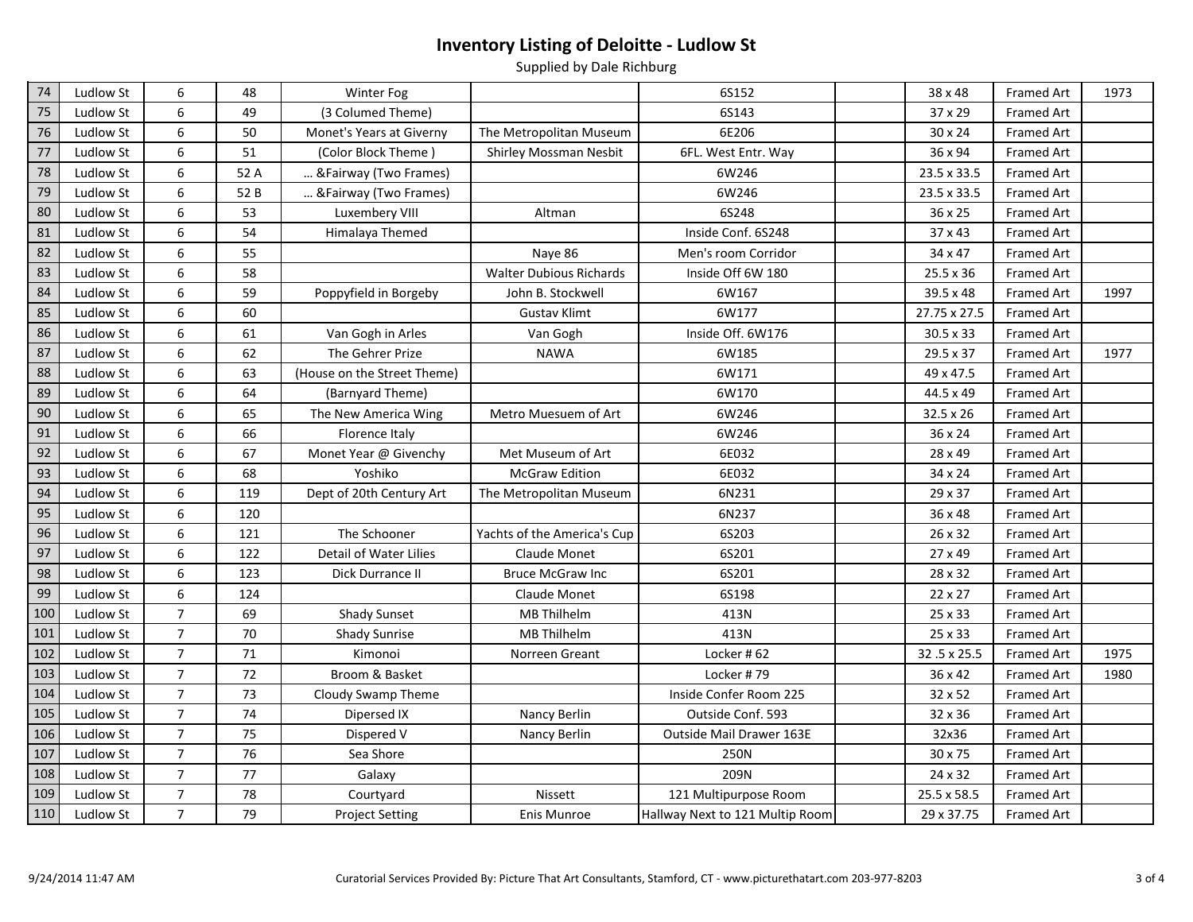# Inventory Listing of Deloitte - Ludlow St

Supplied by Dale Richburg

| | | | | | | | | | | |
|---|---|---|---|---|---|---|---|---|---|---|
| 74 | Ludlow St | 6 | 48 | Winter Fog | | 6S152 | | 38 x 48 | Framed Art | 1973 |
| 75 | Ludlow St | 6 | 49 | (3 Columed Theme) | | 6S143 | | 37 x 29 | Framed Art | |
| 76 | Ludlow St | 6 | 50 | Monet's Years at Giverny | The Metropolitan Museum | 6E206 | | 30 x 24 | Framed Art | |
| 77 | Ludlow St | 6 | 51 | (Color Block Theme ) | Shirley Mossman Nesbit | 6FL. West Entr. Way | | 36 x 94 | Framed Art | |
| 78 | Ludlow St | 6 | 52 A | … &Fairway (Two Frames) | | 6W246 | | 23.5 x 33.5 | Framed Art | |
| 79 | Ludlow St | 6 | 52 B | … &Fairway (Two Frames) | | 6W246 | | 23.5 x 33.5 | Framed Art | |
| 80 | Ludlow St | 6 | 53 | Luxembery VIII | Altman | 6S248 | | 36 x 25 | Framed Art | |
| 81 | Ludlow St | 6 | 54 | Himalaya Themed | | Inside Conf. 6S248 | | 37 x 43 | Framed Art | |
| 82 | Ludlow St | 6 | 55 | | Naye 86 | Men's room Corridor | | 34 x 47 | Framed Art | |
| 83 | Ludlow St | 6 | 58 | | Walter Dubious Richards | Inside Off 6W 180 | | 25.5 x 36 | Framed Art | |
| 84 | Ludlow St | 6 | 59 | Poppyfield in Borgeby | John B. Stockwell | 6W167 | | 39.5 x 48 | Framed Art | 1997 |
| 85 | Ludlow St | 6 | 60 | | Gustav Klimt | 6W177 | | 27.75 x 27.5 | Framed Art | |
| 86 | Ludlow St | 6 | 61 | Van Gogh in Arles | Van Gogh | Inside Off. 6W176 | | 30.5 x 33 | Framed Art | |
| 87 | Ludlow St | 6 | 62 | The Gehrer Prize | NAWA | 6W185 | | 29.5 x 37 | Framed Art | 1977 |
| 88 | Ludlow St | 6 | 63 | (House on the Street Theme) | | 6W171 | | 49 x 47.5 | Framed Art | |
| 89 | Ludlow St | 6 | 64 | (Barnyard Theme) | | 6W170 | | 44.5 x 49 | Framed Art | |
| 90 | Ludlow St | 6 | 65 | The New America Wing | Metro Muesuem of Art | 6W246 | | 32.5 x 26 | Framed Art | |
| 91 | Ludlow St | 6 | 66 | Florence Italy | | 6W246 | | 36 x 24 | Framed Art | |
| 92 | Ludlow St | 6 | 67 | Monet Year @ Givenchy | Met Museum of Art | 6E032 | | 28 x 49 | Framed Art | |
| 93 | Ludlow St | 6 | 68 | Yoshiko | McGraw Edition | 6E032 | | 34 x 24 | Framed Art | |
| 94 | Ludlow St | 6 | 119 | Dept of 20th Century Art | The Metropolitan Museum | 6N231 | | 29 x 37 | Framed Art | |
| 95 | Ludlow St | 6 | 120 | | | 6N237 | | 36 x 48 | Framed Art | |
| 96 | Ludlow St | 6 | 121 | The Schooner | Yachts of the America's Cup | 6S203 | | 26 x 32 | Framed Art | |
| 97 | Ludlow St | 6 | 122 | Detail of Water Lilies | Claude Monet | 6S201 | | 27 x 49 | Framed Art | |
| 98 | Ludlow St | 6 | 123 | Dick Durrance II | Bruce McGraw Inc | 6S201 | | 28 x 32 | Framed Art | |
| 99 | Ludlow St | 6 | 124 | | Claude Monet | 6S198 | | 22 x 27 | Framed Art | |
| 100 | Ludlow St | 7 | 69 | Shady Sunset | MB Thilhelm | 413N | | 25 x 33 | Framed Art | |
| 101 | Ludlow St | 7 | 70 | Shady Sunrise | MB Thilhelm | 413N | | 25 x 33 | Framed Art | |
| 102 | Ludlow St | 7 | 71 | Kimonoi | Norreen Greant | Locker # 62 | | 32 .5 x 25.5 | Framed Art | 1975 |
| 103 | Ludlow St | 7 | 72 | Broom & Basket | | Locker # 79 | | 36 x 42 | Framed Art | 1980 |
| 104 | Ludlow St | 7 | 73 | Cloudy Swamp Theme | | Inside Confer Room 225 | | 32 x 52 | Framed Art | |
| 105 | Ludlow St | 7 | 74 | Dipersed IX | Nancy Berlin | Outside Conf. 593 | | 32 x 36 | Framed Art | |
| 106 | Ludlow St | 7 | 75 | Dispered V | Nancy Berlin | Outside Mail Drawer 163E | | 32x36 | Framed Art | |
| 107 | Ludlow St | 7 | 76 | Sea Shore | | 250N | | 30 x 75 | Framed Art | |
| 108 | Ludlow St | 7 | 77 | Galaxy | | 209N | | 24 x 32 | Framed Art | |
| 109 | Ludlow St | 7 | 78 | Courtyard | Nissett | 121 Multipurpose Room | | 25.5 x 58.5 | Framed Art | |
| 110 | Ludlow St | 7 | 79 | Project Setting | Enis Munroe | Hallway Next to 121 Multip Room | | 29 x 37.75 | Framed Art | |

9/24/2014 11:47 AM

Curatorial Services Provided By: Picture That Art Consultants, Stamford, CT - www.picturethatart.com 203-977-8203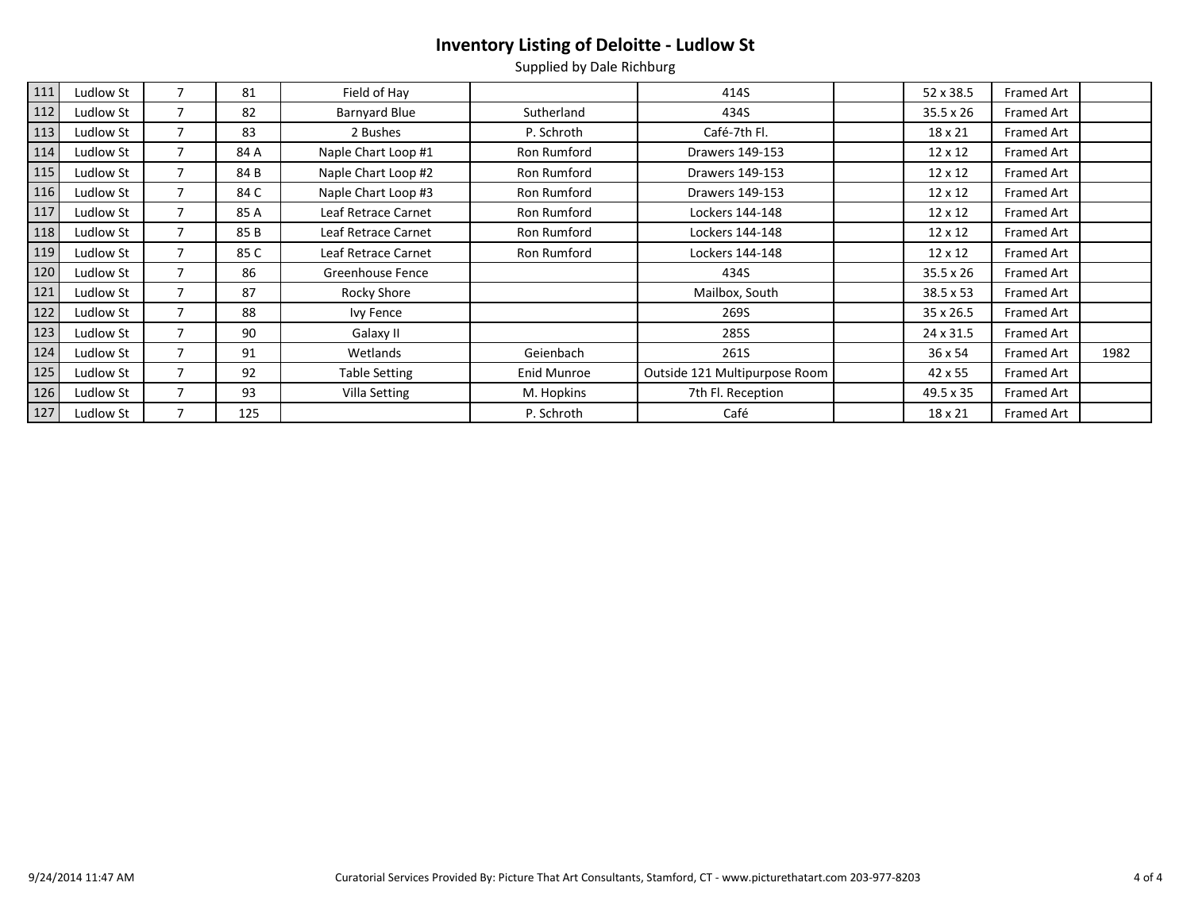# Inventory Listing of Deloitte - Ludlow St

Supplied by Dale Richburg

| | | | | | | | | | | |
|---|---|---|---|---|---|---|---|---|---|---|
| 111 | Ludlow St | 7 | 81 | Field of Hay | | 414S | | 52 x 38.5 | Framed Art | |
| 112 | Ludlow St | 7 | 82 | Barnyard Blue | Sutherland | 434S | | 35.5 x 26 | Framed Art | |
| 113 | Ludlow St | 7 | 83 | 2 Bushes | P. Schroth | Café-7th Fl. | | 18 x 21 | Framed Art | |
| 114 | Ludlow St | 7 | 84 A | Naple Chart Loop #1 | Ron Rumford | Drawers 149-153 | | 12 x 12 | Framed Art | |
| 115 | Ludlow St | 7 | 84 B | Naple Chart Loop #2 | Ron Rumford | Drawers 149-153 | | 12 x 12 | Framed Art | |
| 116 | Ludlow St | 7 | 84 C | Naple Chart Loop #3 | Ron Rumford | Drawers 149-153 | | 12 x 12 | Framed Art | |
| 117 | Ludlow St | 7 | 85 A | Leaf Retrace Carnet | Ron Rumford | Lockers 144-148 | | 12 x 12 | Framed Art | |
| 118 | Ludlow St | 7 | 85 B | Leaf Retrace Carnet | Ron Rumford | Lockers 144-148 | | 12 x 12 | Framed Art | |
| 119 | Ludlow St | 7 | 85 C | Leaf Retrace Carnet | Ron Rumford | Lockers 144-148 | | 12 x 12 | Framed Art | |
| 120 | Ludlow St | 7 | 86 | Greenhouse Fence | | 434S | | 35.5 x 26 | Framed Art | |
| 121 | Ludlow St | 7 | 87 | Rocky Shore | | Mailbox, South | | 38.5 x 53 | Framed Art | |
| 122 | Ludlow St | 7 | 88 | Ivy Fence | | 269S | | 35 x 26.5 | Framed Art | |
| 123 | Ludlow St | 7 | 90 | Galaxy II | | 285S | | 24 x 31.5 | Framed Art | |
| 124 | Ludlow St | 7 | 91 | Wetlands | Geienbach | 261S | | 36 x 54 | Framed Art | 1982 |
| 125 | Ludlow St | 7 | 92 | Table Setting | Enid Munroe | Outside 121 Multipurpose Room | | 42 x 55 | Framed Art | |
| 126 | Ludlow St | 7 | 93 | Villa Setting | M. Hopkins | 7th Fl. Reception | | 49.5 x 35 | Framed Art | |
| 127 | Ludlow St | 7 | 125 | | P. Schroth | Café | | 18 x 21 | Framed Art | |

9/24/2014 11:47 AM

Curatorial Services Provided By: Picture That Art Consultants, Stamford, CT - www.picturethatart.com 203-977-8203